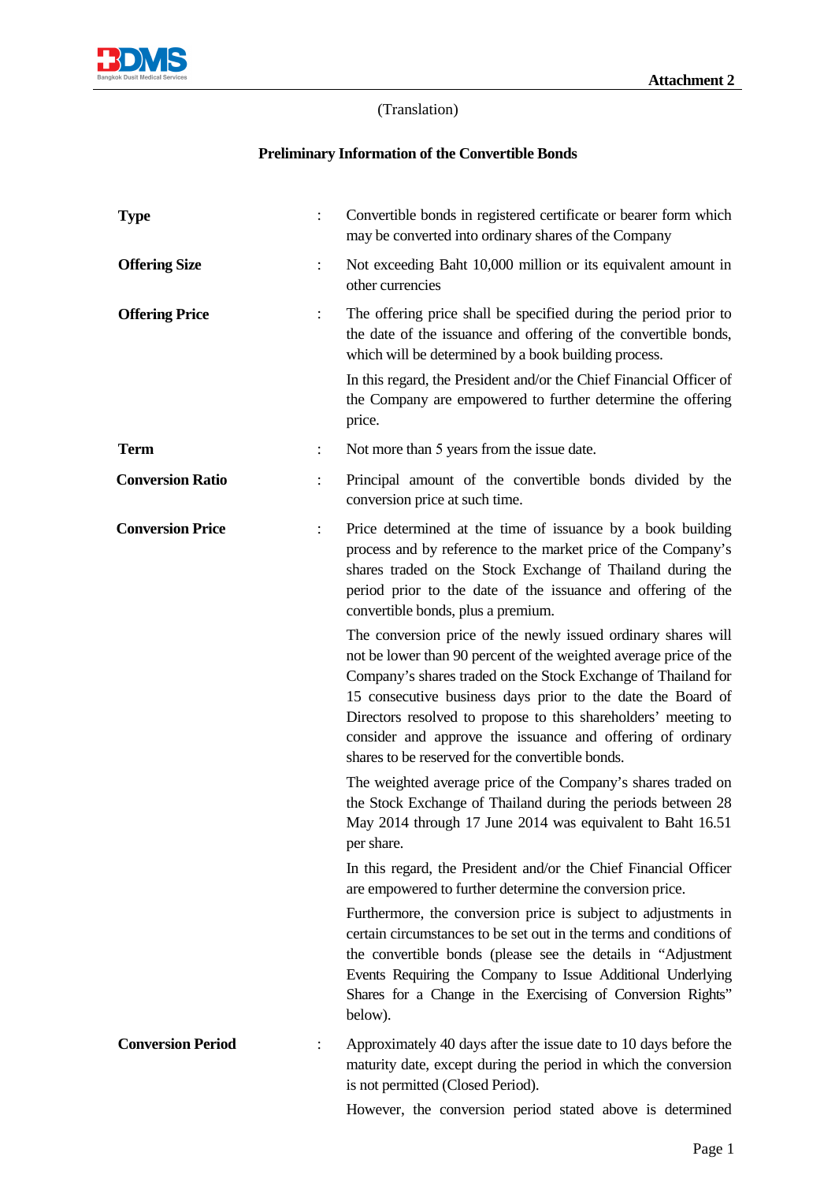Attachment 2

(Translation)

**Preliminary Information of the Convertible Bonds**

| | | |
|---|---|---|
| **Type** | : | Convertible bonds in registered certificate or bearer form which may be converted into ordinary shares of the Company |
| **Offering Size** | : | Not exceeding Baht 10,000 million or its equivalent amount in other currencies |
| **Offering Price** | : | The offering price shall be specified during the period prior to the date of the issuance and offering of the convertible bonds, which will be determined by a book building process.<br><br>In this regard, the President and/or the Chief Financial Officer of the Company are empowered to further determine the offering price. |
| **Term** | : | Not more than 5 years from the issue date. |
| **Conversion Ratio** | : | Principal amount of the convertible bonds divided by the conversion price at such time. |
| **Conversion Price** | : | Price determined at the time of issuance by a book building process and by reference to the market price of the Company's shares traded on the Stock Exchange of Thailand during the period prior to the date of the issuance and offering of the convertible bonds, plus a premium.<br><br>The conversion price of the newly issued ordinary shares will not be lower than 90 percent of the weighted average price of the Company's shares traded on the Stock Exchange of Thailand for 15 consecutive business days prior to the date the Board of Directors resolved to propose to this shareholders' meeting to consider and approve the issuance and offering of ordinary shares to be reserved for the convertible bonds.<br><br>The weighted average price of the Company's shares traded on the Stock Exchange of Thailand during the periods between 28 May 2014 through 17 June 2014 was equivalent to Baht 16.51 per share.<br><br>In this regard, the President and/or the Chief Financial Officer are empowered to further determine the conversion price.<br><br>Furthermore, the conversion price is subject to adjustments in certain circumstances to be set out in the terms and conditions of the convertible bonds (please see the details in "Adjustment Events Requiring the Company to Issue Additional Underlying Shares for a Change in the Exercising of Conversion Rights" below). |
| **Conversion Period** | : | Approximately 40 days after the issue date to 10 days before the maturity date, except during the period in which the conversion is not permitted (Closed Period).<br><br>However, the conversion period stated above is determined |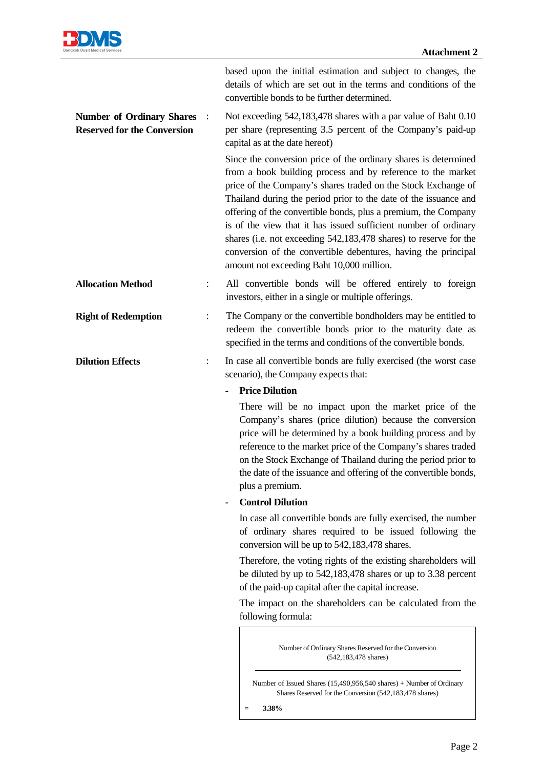based upon the initial estimation and subject to changes, the details of which are set out in the terms and conditions of the convertible bonds to be further determined.

**Number of Ordinary Shares Reserved for the Conversion** : Not exceeding 542,183,478 shares with a par value of Baht 0.10 per share (representing 3.5 percent of the Company's paid-up capital as at the date hereof)

Since the conversion price of the ordinary shares is determined from a book building process and by reference to the market price of the Company's shares traded on the Stock Exchange of Thailand during the period prior to the date of the issuance and offering of the convertible bonds, plus a premium, the Company is of the view that it has issued sufficient number of ordinary shares (i.e. not exceeding 542,183,478 shares) to reserve for the conversion of the convertible debentures, having the principal amount not exceeding Baht 10,000 million.

**Allocation Method** : All convertible bonds will be offered entirely to foreign investors, either in a single or multiple offerings.

**Right of Redemption** : The Company or the convertible bondholders may be entitled to redeem the convertible bonds prior to the maturity date as specified in the terms and conditions of the convertible bonds.

**Dilution Effects** : In case all convertible bonds are fully exercised (the worst case scenario), the Company expects that:

- **Price Dilution**

  There will be no impact upon the market price of the Company's shares (price dilution) because the conversion price will be determined by a book building process and by reference to the market price of the Company's shares traded on the Stock Exchange of Thailand during the period prior to the date of the issuance and offering of the convertible bonds, plus a premium.

- **Control Dilution**

  In case all convertible bonds are fully exercised, the number of ordinary shares required to be issued following the conversion will be up to 542,183,478 shares.

  Therefore, the voting rights of the existing shareholders will be diluted by up to 542,183,478 shares or up to 3.38 percent of the paid-up capital after the capital increase.

  The impact on the shareholders can be calculated from the following formula:

$$\frac{\text{Number of Ordinary Shares Reserved for the Conversion (542,183,478 shares)}}{\text{Number of Issued Shares (15,490,956,540 shares)} + \text{Number of Ordinary Shares Reserved for the Conversion (542,183,478 shares)}}$$

$$= \mathbf{3.38\%}$$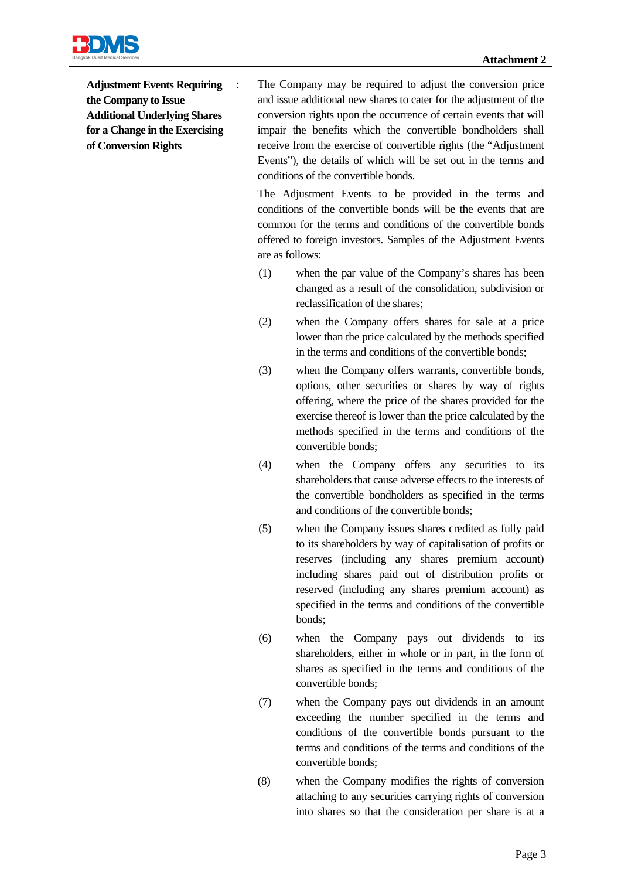Attachment 2

| **Adjustment Events Requiring the Company to Issue Additional Underlying Shares for a Change in the Exercising of Conversion Rights** | : | The Company may be required to adjust the conversion price and issue additional new shares to cater for the adjustment of the conversion rights upon the occurrence of certain events that will impair the benefits which the convertible bondholders shall receive from the exercise of convertible rights (the "Adjustment Events"), the details of which will be set out in the terms and conditions of the convertible bonds. |
|---|---|---|

The Adjustment Events to be provided in the terms and conditions of the convertible bonds will be the events that are common for the terms and conditions of the convertible bonds offered to foreign investors. Samples of the Adjustment Events are as follows:

(1) when the par value of the Company's shares has been changed as a result of the consolidation, subdivision or reclassification of the shares;

(2) when the Company offers shares for sale at a price lower than the price calculated by the methods specified in the terms and conditions of the convertible bonds;

(3) when the Company offers warrants, convertible bonds, options, other securities or shares by way of rights offering, where the price of the shares provided for the exercise thereof is lower than the price calculated by the methods specified in the terms and conditions of the convertible bonds;

(4) when the Company offers any securities to its shareholders that cause adverse effects to the interests of the convertible bondholders as specified in the terms and conditions of the convertible bonds;

(5) when the Company issues shares credited as fully paid to its shareholders by way of capitalisation of profits or reserves (including any shares premium account) including shares paid out of distribution profits or reserved (including any shares premium account) as specified in the terms and conditions of the convertible bonds;

(6) when the Company pays out dividends to its shareholders, either in whole or in part, in the form of shares as specified in the terms and conditions of the convertible bonds;

(7) when the Company pays out dividends in an amount exceeding the number specified in the terms and conditions of the convertible bonds pursuant to the terms and conditions of the terms and conditions of the convertible bonds;

(8) when the Company modifies the rights of conversion attaching to any securities carrying rights of conversion into shares so that the consideration per share is at a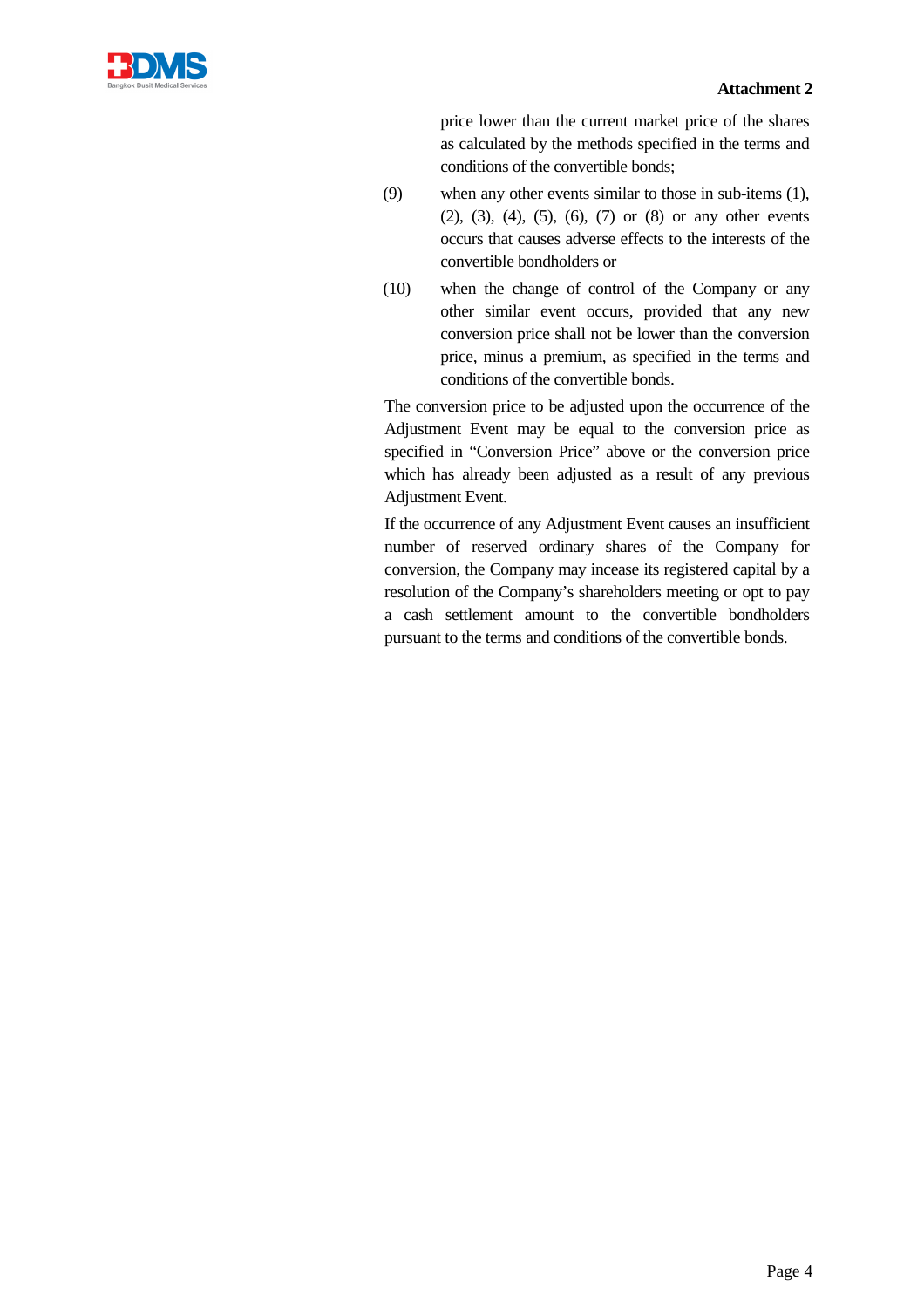price lower than the current market price of the shares as calculated by the methods specified in the terms and conditions of the convertible bonds;

(9) when any other events similar to those in sub-items (1), (2), (3), (4), (5), (6), (7) or (8) or any other events occurs that causes adverse effects to the interests of the convertible bondholders or

(10) when the change of control of the Company or any other similar event occurs, provided that any new conversion price shall not be lower than the conversion price, minus a premium, as specified in the terms and conditions of the convertible bonds.

The conversion price to be adjusted upon the occurrence of the Adjustment Event may be equal to the conversion price as specified in "Conversion Price" above or the conversion price which has already been adjusted as a result of any previous Adjustment Event.

If the occurrence of any Adjustment Event causes an insufficient number of reserved ordinary shares of the Company for conversion, the Company may incease its registered capital by a resolution of the Company's shareholders meeting or opt to pay a cash settlement amount to the convertible bondholders pursuant to the terms and conditions of the convertible bonds.